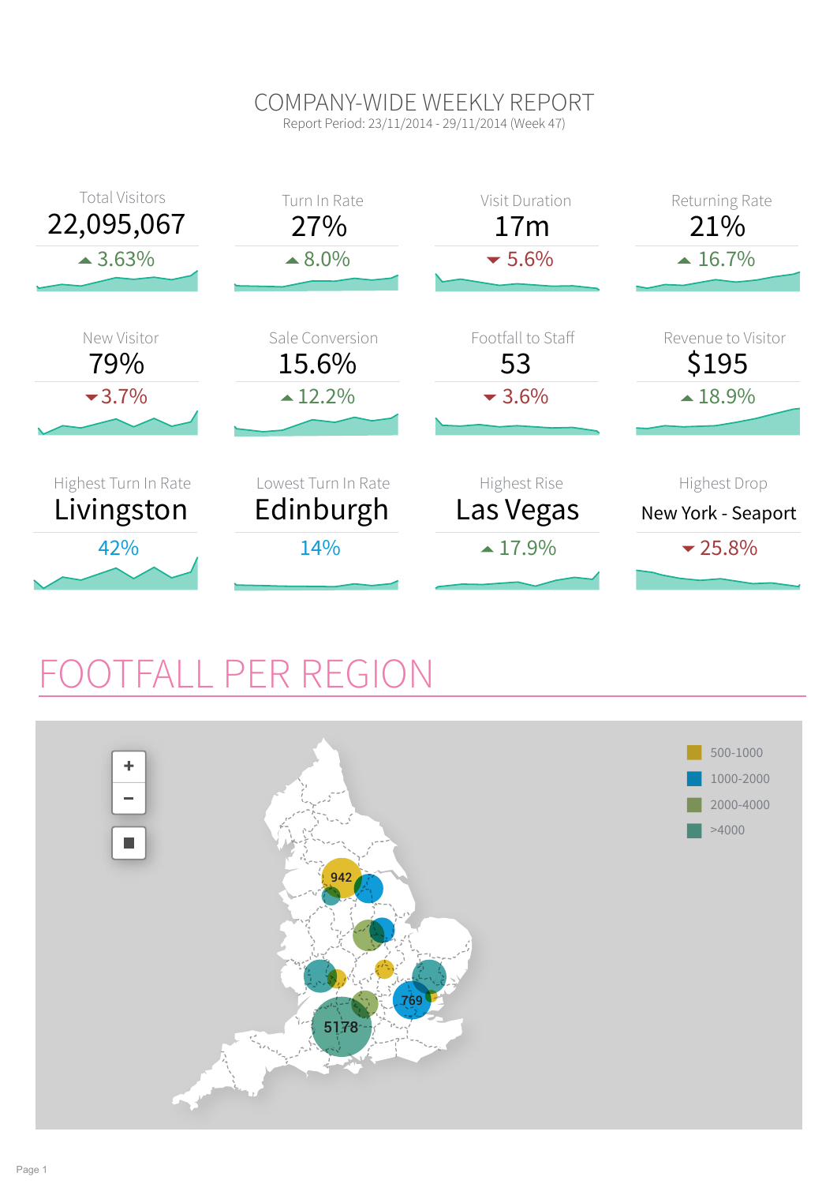# COMPANY-WIDE WEEKLY REPORT

Report Period: 23/11/2014 - 29/11/2014 (Week 47)

| Total Visitors | Turn In Rate | Visit Duration | Returning Rate |
|---|---|---|---|
| 22,095,067 | 27% | 17m | 21% |
| ▲ 3.63% | ▲ 8.0% | ▼ 5.6% | ▲ 16.7% |

| New Visitor | Sale Conversion | Footfall to Staff | Revenue to Visitor |
|---|---|---|---|
| 79% | 15.6% | 53 | $195 |
| ▼ 3.7% | ▲ 12.2% | ▼ 3.6% | ▲ 18.9% |

| Highest Turn In Rate | Lowest Turn In Rate | Highest Rise | Highest Drop |
|---|---|---|---|
| Livingston | Edinburgh | Las Vegas | New York - Seaport |
| 42% | 14% | ▲ 17.9% | ▼ 25.8% |

## FOOTFALL PER REGION

500-1000

1000-2000

2000-4000

>4000

942

769

5178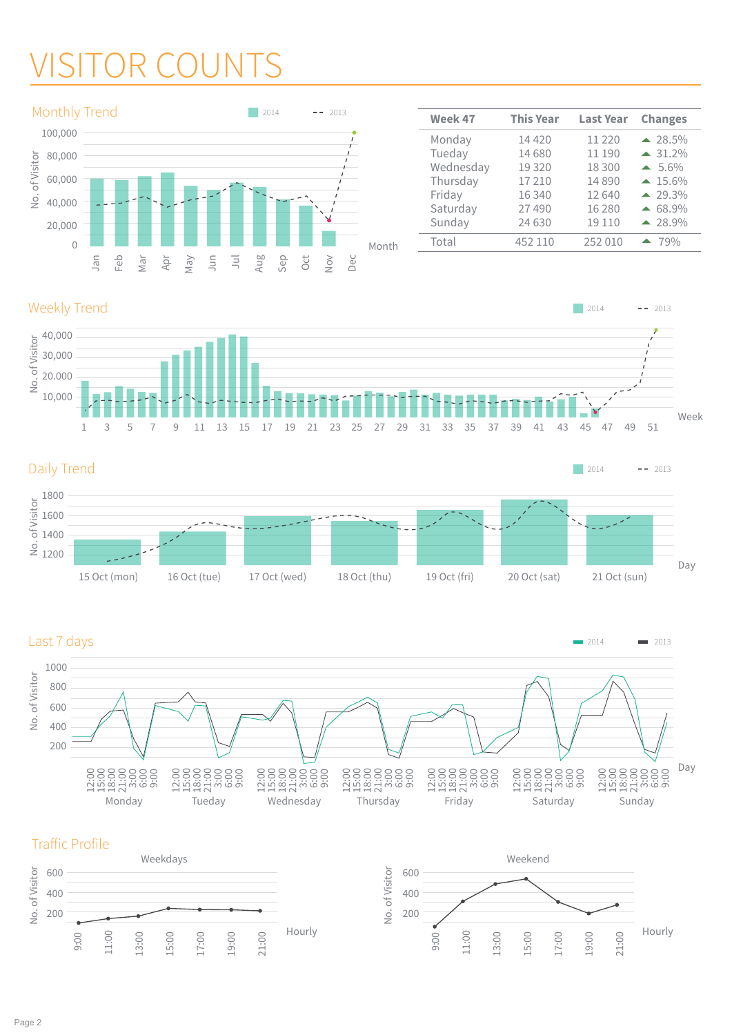# VISITOR COUNTS

## Monthly Trend

2014 | 2013

No. of Visitor: 0, 20,000, 40,000, 60,000, 80,000, 100,000

Month: Jan, Feb, Mar, Apr, May, Jun, Jul, Aug, Sep, Oct, Nov, Dec

| Week 47 | This Year | Last Year | Changes |
|---|---|---|---|
| Monday | 14 420 | 11 220 | ▲ 28.5% |
| Tueday | 14 680 | 11 190 | ▲ 31.2% |
| Wednesday | 19 320 | 18 300 | ▲ 5.6% |
| Thursday | 17 210 | 14 890 | ▲ 15.6% |
| Friday | 16 340 | 12 640 | ▲ 29.3% |
| Saturday | 27 490 | 16 280 | ▲ 68.9% |
| Sunday | 24 630 | 19 110 | ▲ 28.9% |
| Total | 452 110 | 252 010 | ▲ 79% |

## Weekly Trend

2014 | 2013

No. of Visitor: 10,000, 20.000, 30,000, 40,000

Week: 1, 3, 5, 7, 9, 11, 13, 15, 17, 19, 21, 23, 25, 27, 29, 31, 33, 35, 37, 39, 41, 43, 45, 47, 49, 51

## Daily Trend

2014 | 2013

No. of Visitor: 1200, 1400, 1600, 1800

Day: 15 Oct (mon), 16 Oct (tue), 17 Oct (wed), 18 Oct (thu), 19 Oct (fri), 20 Oct (sat), 21 Oct (sun)

## Last 7 days

2014 | 2013

No. of Visitor: 200, 400, 600, 800, 1000

Day: 12:00, 15:00, 18:00, 21:00, 3:00, 6:00, 9:00 — Monday, Tueday, Wednesday, Thursday, Friday, Saturday, Sunday

## Traffic Profile

**Weekdays**

No. of Visitor: 200, 400, 600

Hourly: 9:00, 11:00, 13:00, 15:00, 17:00, 19:00, 21:00

**Weekend**

No. of Visitor: 200, 400, 600

Hourly: 9:00, 11:00, 13:00, 15:00, 17:00, 19:00, 21:00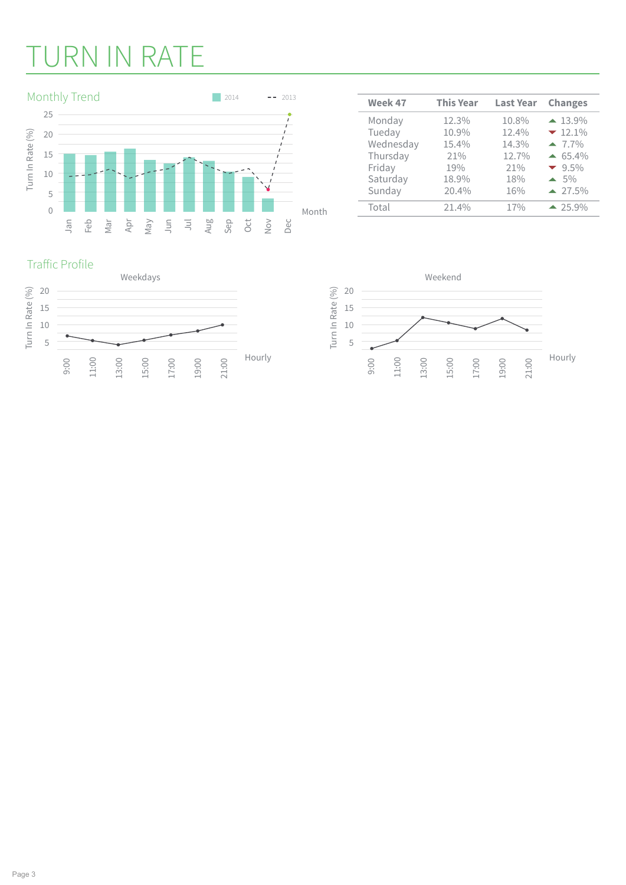# TURN IN RATE

## Monthly Trend

## Traffic Profile

| Week 47 | This Year | Last Year | Changes |
|---|---|---|---|
| Monday | 12.3% | 10.8% | ▲ 13.9% |
| Tueday | 10.9% | 12.4% | ▼ 12.1% |
| Wednesday | 15.4% | 14.3% | ▲ 7.7% |
| Thursday | 21% | 12.7% | ▲ 65.4% |
| Friday | 19% | 21% | ▼ 9.5% |
| Saturday | 18.9% | 18% | ▲ 5% |
| Sunday | 20.4% | 16% | ▲ 27.5% |
| Total | 21.4% | 17% | ▲ 25.9% |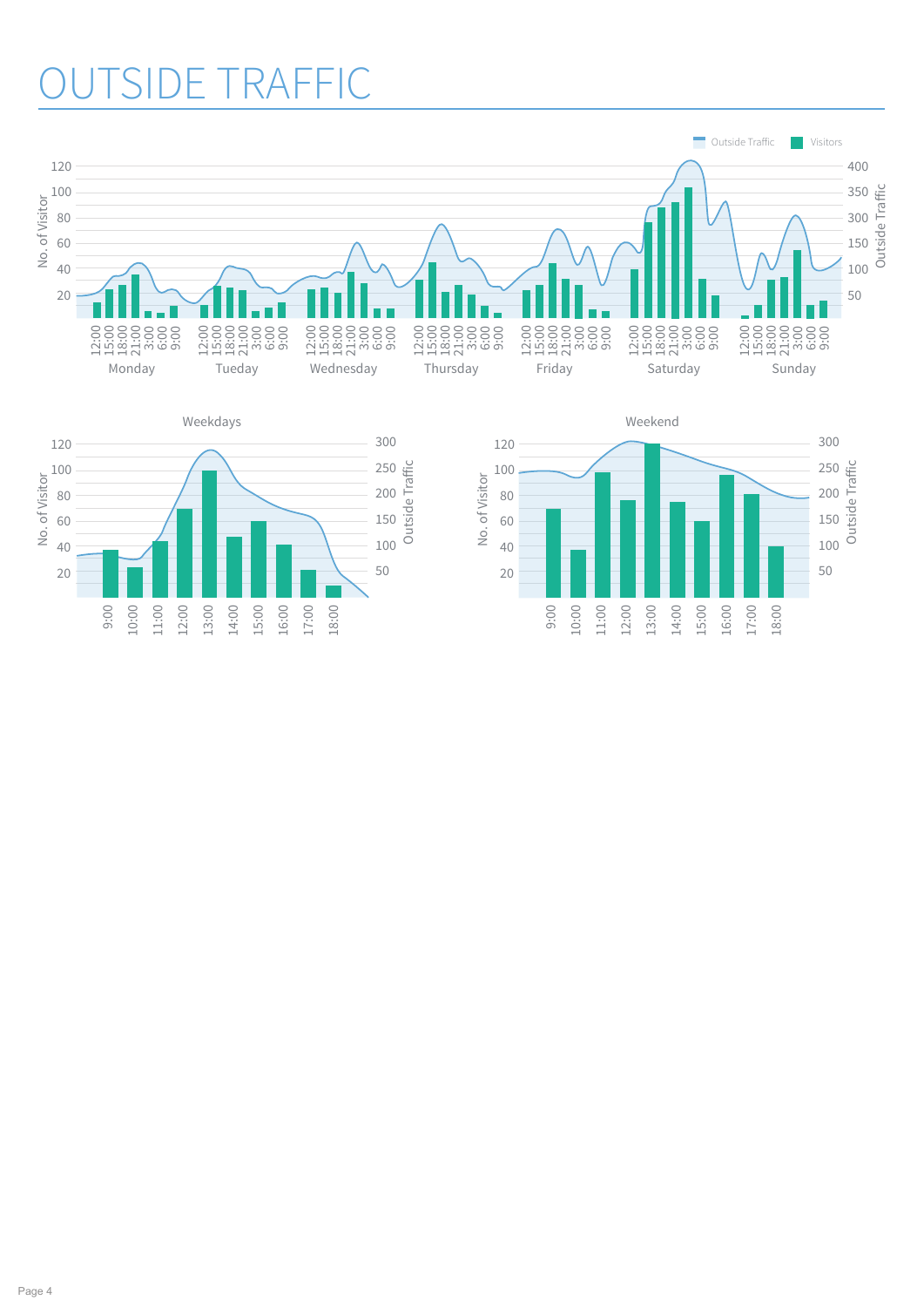# OUTSIDE TRAFFIC

Outside Traffic · Visitors

No. of Visitor / Outside Traffic

Monday · Tueday · Wednesday · Thursday · Friday · Saturday · Sunday

12:00 · 15:00 · 18:00 · 21:00 · 3:00 · 6:00 · 9:00

Weekdays

9:00 · 10:00 · 11:00 · 12:00 · 13:00 · 14:00 · 15:00 · 16:00 · 17:00 · 18:00

Weekend

9:00 · 10:00 · 11:00 · 12:00 · 13:00 · 14:00 · 15:00 · 16:00 · 17:00 · 18:00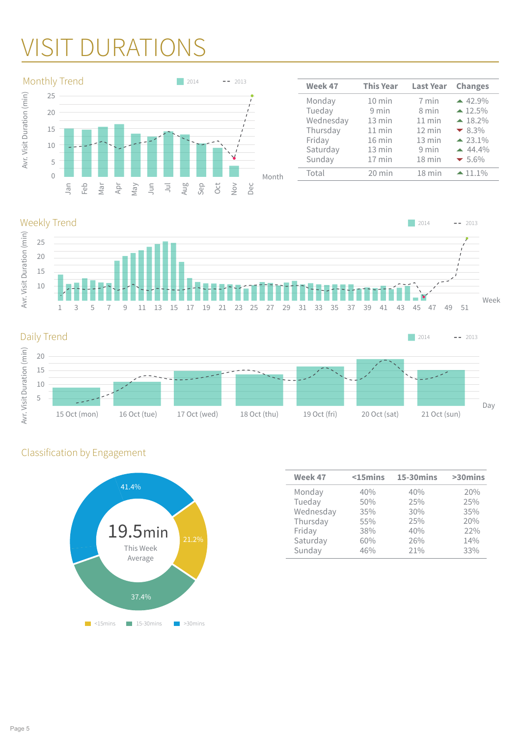# VISIT DURATIONS

## Monthly Trend

| Week 47 | This Year | Last Year | Changes |
|---|---|---|---|
| Monday | 10 min | 7 min | ▲ 42.9% |
| Tueday | 9 min | 8 min | ▲ 12.5% |
| Wednesday | 13 min | 11 min | ▲ 18.2% |
| Thursday | 11 min | 12 min | ▼ 8.3% |
| Friday | 16 min | 13 min | ▲ 23.1% |
| Saturday | 13 min | 9 min | ▲ 44.4% |
| Sunday | 17 min | 18 min | ▼ 5.6% |
| Total | 20 min | 18 min | ▲ 11.1% |

## Weekly Trend

## Daily Trend

## Classification by Engagement

19.5min
This Week Average

41.4% (>30mins), 21.2% (<15mins), 37.4% (15-30mins)

| Week 47 | <15mins | 15-30mins | >30mins |
|---|---|---|---|
| Monday | 40% | 40% | 20% |
| Tueday | 50% | 25% | 25% |
| Wednesday | 35% | 30% | 35% |
| Thursday | 55% | 25% | 20% |
| Friday | 38% | 40% | 22% |
| Saturday | 60% | 26% | 14% |
| Sunday | 46% | 21% | 33% |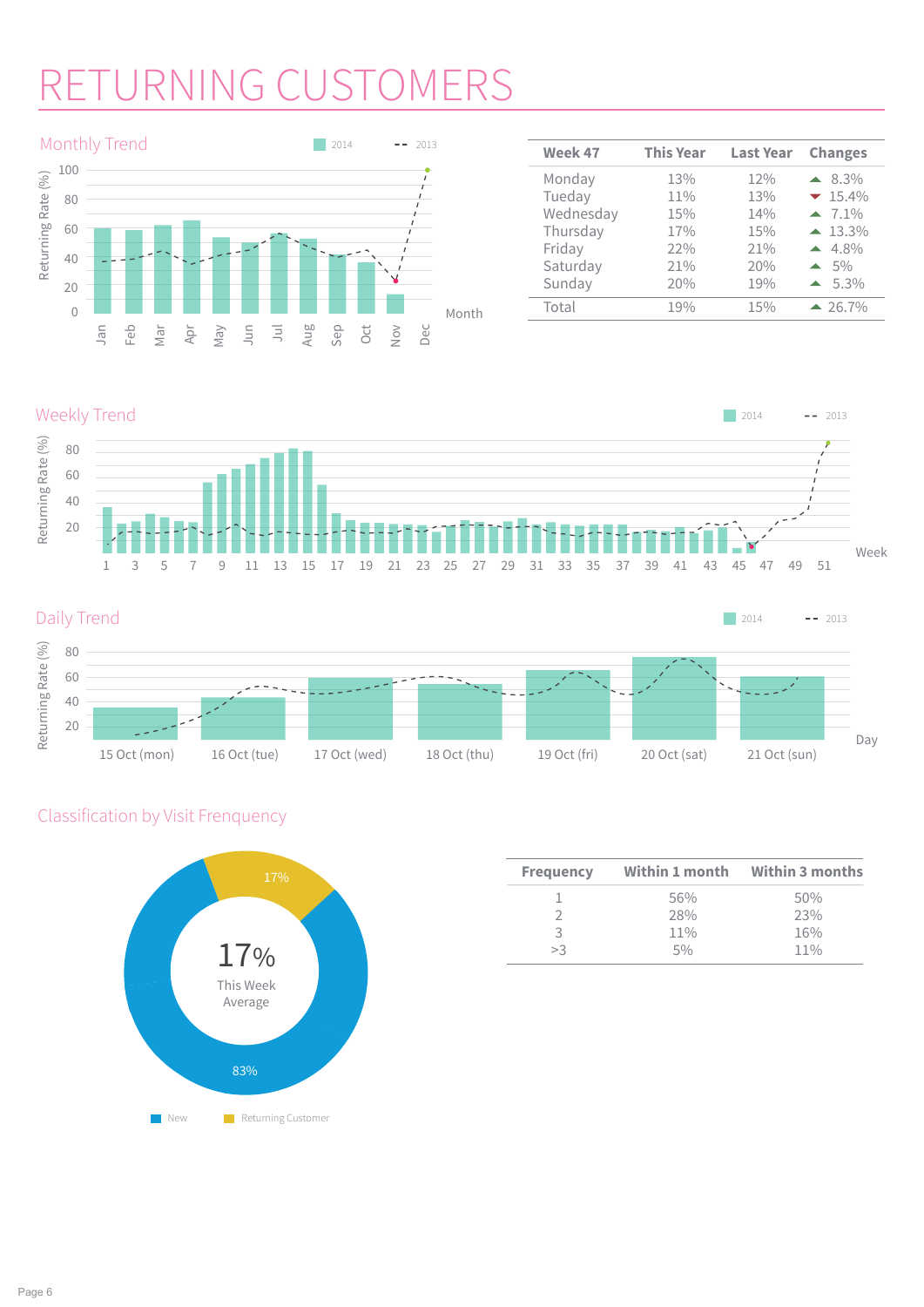# RETURNING CUSTOMERS

## Monthly Trend

2014 | 2013

Returning Rate (%)

100, 80, 60, 40, 20, 0

Jan, Feb, Mar, Apr, May, Jun, Jul, Aug, Sep, Oct, Nov, Dec

Month

| Week 47 | This Year | Last Year | Changes |
|---|---|---|---|
| Monday | 13% | 12% | ▲ 8.3% |
| Tueday | 11% | 13% | ▼ 15.4% |
| Wednesday | 15% | 14% | ▲ 7.1% |
| Thursday | 17% | 15% | ▲ 13.3% |
| Friday | 22% | 21% | ▲ 4.8% |
| Saturday | 21% | 20% | ▲ 5% |
| Sunday | 20% | 19% | ▲ 5.3% |
| Total | 19% | 15% | ▲ 26.7% |

## Weekly Trend

2014 | 2013

Returning Rate (%)

80, 60, 40, 20

1, 3, 5, 7, 9, 11, 13, 15, 17, 19, 21, 23, 25, 27, 29, 31, 33, 35, 37, 39, 41, 43, 45, 47, 49, 51

Week

## Daily Trend

2014 | 2013

Returning Rate (%)

80, 60, 40, 20

15 Oct (mon), 16 Oct (tue), 17 Oct (wed), 18 Oct (thu), 19 Oct (fri), 20 Oct (sat), 21 Oct (sun)

Day

## Classification by Visit Frenquency

17%

17% This Week Average

83%

New | Returning Customer

| Frequency | Within 1 month | Within 3 months |
|---|---|---|
| 1 | 56% | 50% |
| 2 | 28% | 23% |
| 3 | 11% | 16% |
| >3 | 5% | 11% |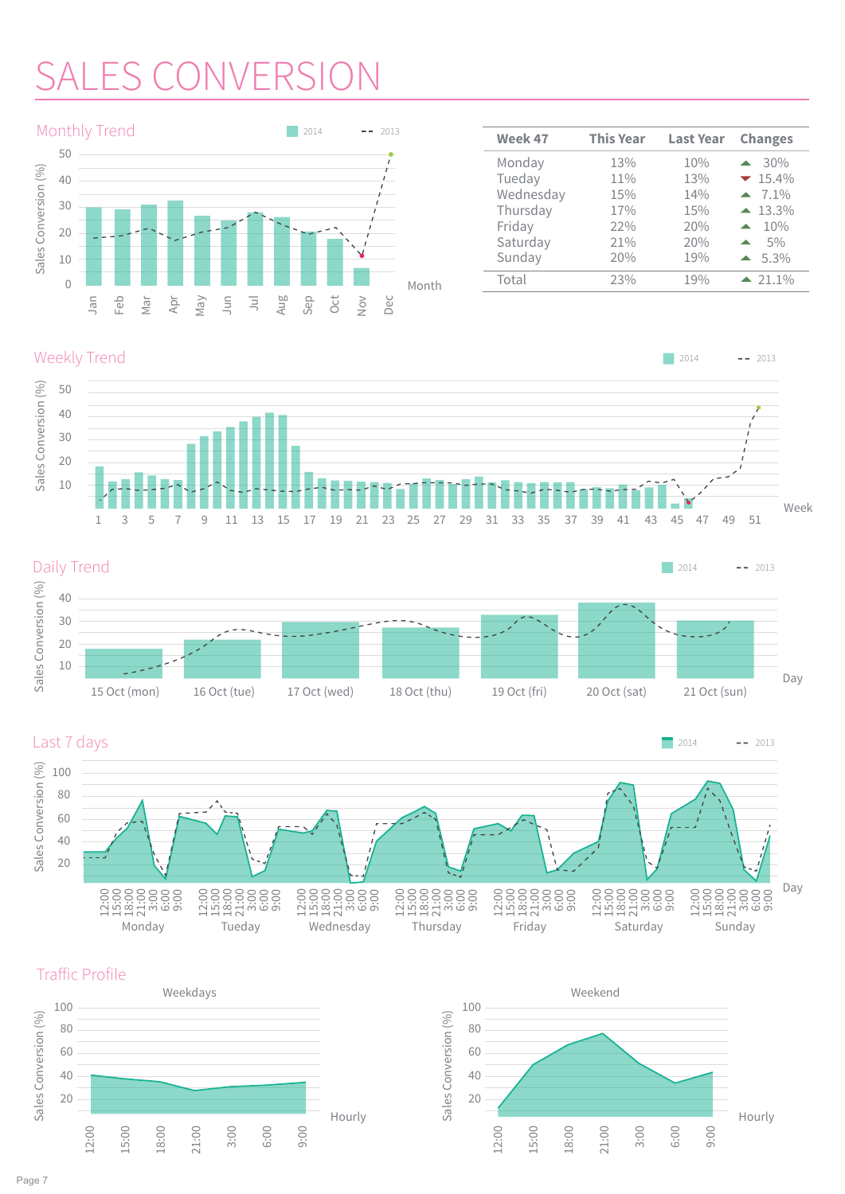# SALES CONVERSION

## Monthly Trend

| Week 47 | This Year | Last Year | Changes |
|---|---|---|---|
| Monday | 13% | 10% | ▲ 30% |
| Tueday | 11% | 13% | ▼ 15.4% |
| Wednesday | 15% | 14% | ▲ 7.1% |
| Thursday | 17% | 15% | ▲ 13.3% |
| Friday | 22% | 20% | ▲ 10% |
| Saturday | 21% | 20% | ▲ 5% |
| Sunday | 20% | 19% | ▲ 5.3% |
| Total | 23% | 19% | ▲ 21.1% |

## Weekly Trend

## Daily Trend

## Last 7 days

## Traffic Profile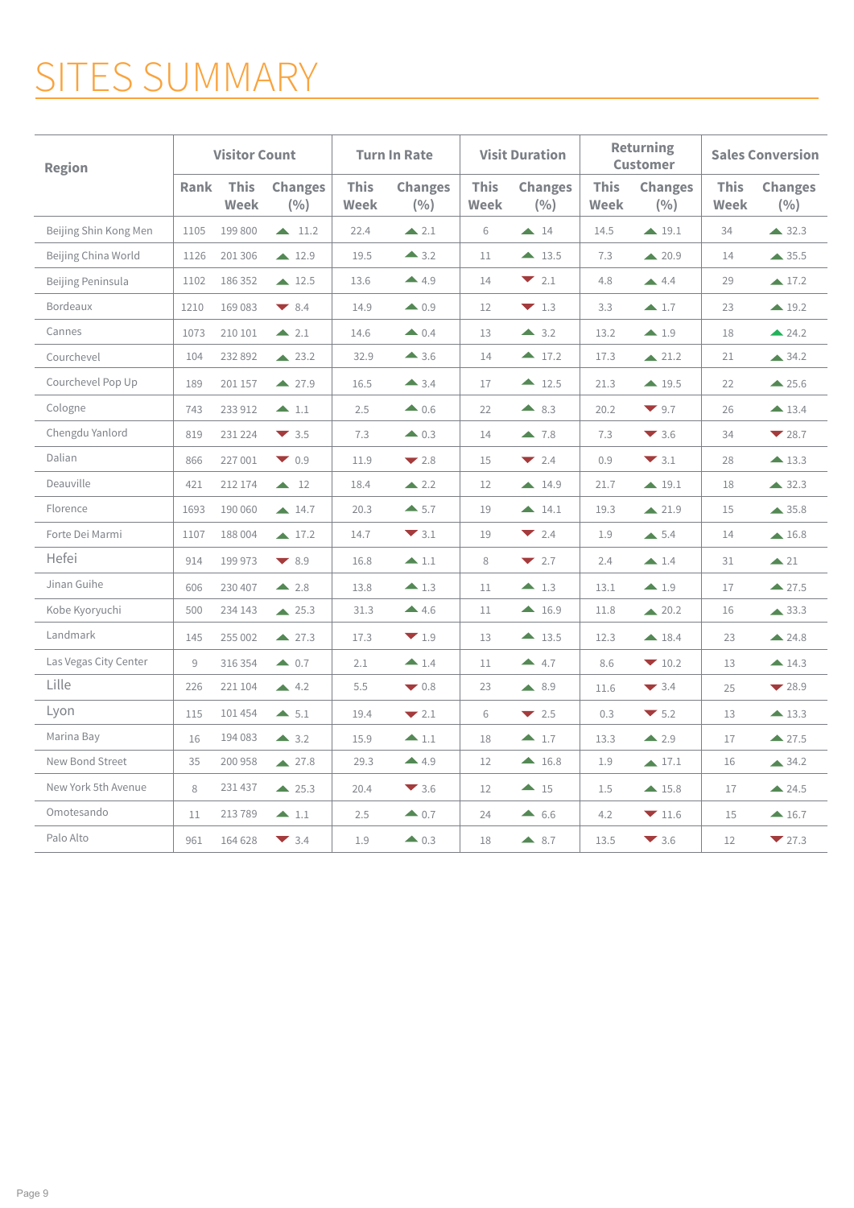# SITES SUMMARY

| Region | Visitor Count | | | Turn In Rate | | Visit Duration | | Returning Customer | | Sales Conversion | |
|---|---|---|---|---|---|---|---|---|---|---|---|
| | Rank | This Week | Changes (%) | This Week | Changes (%) | This Week | Changes (%) | This Week | Changes (%) | This Week | Changes (%) |
| Beijing Shin Kong Men | 1105 | 199 800 | ▲ 11.2 | 22.4 | ▲ 2.1 | 6 | ▲ 14 | 14.5 | ▲ 19.1 | 34 | ▲ 32.3 |
| Beijing China World | 1126 | 201 306 | ▲ 12.9 | 19.5 | ▲ 3.2 | 11 | ▲ 13.5 | 7.3 | ▲ 20.9 | 14 | ▲ 35.5 |
| Beijing Peninsula | 1102 | 186 352 | ▲ 12.5 | 13.6 | ▲ 4.9 | 14 | ▼ 2.1 | 4.8 | ▲ 4.4 | 29 | ▲ 17.2 |
| Bordeaux | 1210 | 169 083 | ▼ 8.4 | 14.9 | ▲ 0.9 | 12 | ▼ 1.3 | 3.3 | ▲ 1.7 | 23 | ▲ 19.2 |
| Cannes | 1073 | 210 101 | ▲ 2.1 | 14.6 | ▲ 0.4 | 13 | ▲ 3.2 | 13.2 | ▲ 1.9 | 18 | ▲ 24.2 |
| Courchevel | 104 | 232 892 | ▲ 23.2 | 32.9 | ▲ 3.6 | 14 | ▲ 17.2 | 17.3 | ▲ 21.2 | 21 | ▲ 34.2 |
| Courchevel Pop Up | 189 | 201 157 | ▲ 27.9 | 16.5 | ▲ 3.4 | 17 | ▲ 12.5 | 21.3 | ▲ 19.5 | 22 | ▲ 25.6 |
| Cologne | 743 | 233 912 | ▲ 1.1 | 2.5 | ▲ 0.6 | 22 | ▲ 8.3 | 20.2 | ▼ 9.7 | 26 | ▲ 13.4 |
| Chengdu Yanlord | 819 | 231 224 | ▼ 3.5 | 7.3 | ▲ 0.3 | 14 | ▲ 7.8 | 7.3 | ▼ 3.6 | 34 | ▼ 28.7 |
| Dalian | 866 | 227 001 | ▼ 0.9 | 11.9 | ▼ 2.8 | 15 | ▼ 2.4 | 0.9 | ▼ 3.1 | 28 | ▲ 13.3 |
| Deauville | 421 | 212 174 | ▲ 12 | 18.4 | ▲ 2.2 | 12 | ▲ 14.9 | 21.7 | ▲ 19.1 | 18 | ▲ 32.3 |
| Florence | 1693 | 190 060 | ▲ 14.7 | 20.3 | ▲ 5.7 | 19 | ▲ 14.1 | 19.3 | ▲ 21.9 | 15 | ▲ 35.8 |
| Forte Dei Marmi | 1107 | 188 004 | ▲ 17.2 | 14.7 | ▼ 3.1 | 19 | ▼ 2.4 | 1.9 | ▲ 5.4 | 14 | ▲ 16.8 |
| Hefei | 914 | 199 973 | ▼ 8.9 | 16.8 | ▲ 1.1 | 8 | ▼ 2.7 | 2.4 | ▲ 1.4 | 31 | ▲ 21 |
| Jinan Guihe | 606 | 230 407 | ▲ 2.8 | 13.8 | ▲ 1.3 | 11 | ▲ 1.3 | 13.1 | ▲ 1.9 | 17 | ▲ 27.5 |
| Kobe Kyoryuchi | 500 | 234 143 | ▲ 25.3 | 31.3 | ▲ 4.6 | 11 | ▲ 16.9 | 11.8 | ▲ 20.2 | 16 | ▲ 33.3 |
| Landmark | 145 | 255 002 | ▲ 27.3 | 17.3 | ▼ 1.9 | 13 | ▲ 13.5 | 12.3 | ▲ 18.4 | 23 | ▲ 24.8 |
| Las Vegas City Center | 9 | 316 354 | ▲ 0.7 | 2.1 | ▲ 1.4 | 11 | ▲ 4.7 | 8.6 | ▼ 10.2 | 13 | ▲ 14.3 |
| Lille | 226 | 221 104 | ▲ 4.2 | 5.5 | ▼ 0.8 | 23 | ▲ 8.9 | 11.6 | ▼ 3.4 | 25 | ▼ 28.9 |
| Lyon | 115 | 101 454 | ▲ 5.1 | 19.4 | ▼ 2.1 | 6 | ▼ 2.5 | 0.3 | ▼ 5.2 | 13 | ▲ 13.3 |
| Marina Bay | 16 | 194 083 | ▲ 3.2 | 15.9 | ▲ 1.1 | 18 | ▲ 1.7 | 13.3 | ▲ 2.9 | 17 | ▲ 27.5 |
| New Bond Street | 35 | 200 958 | ▲ 27.8 | 29.3 | ▲ 4.9 | 12 | ▲ 16.8 | 1.9 | ▲ 17.1 | 16 | ▲ 34.2 |
| New York 5th Avenue | 8 | 231 437 | ▲ 25.3 | 20.4 | ▼ 3.6 | 12 | ▲ 15 | 1.5 | ▲ 15.8 | 17 | ▲ 24.5 |
| Omotesando | 11 | 213 789 | ▲ 1.1 | 2.5 | ▲ 0.7 | 24 | ▲ 6.6 | 4.2 | ▼ 11.6 | 15 | ▲ 16.7 |
| Palo Alto | 961 | 164 628 | ▼ 3.4 | 1.9 | ▲ 0.3 | 18 | ▲ 8.7 | 13.5 | ▼ 3.6 | 12 | ▼ 27.3 |